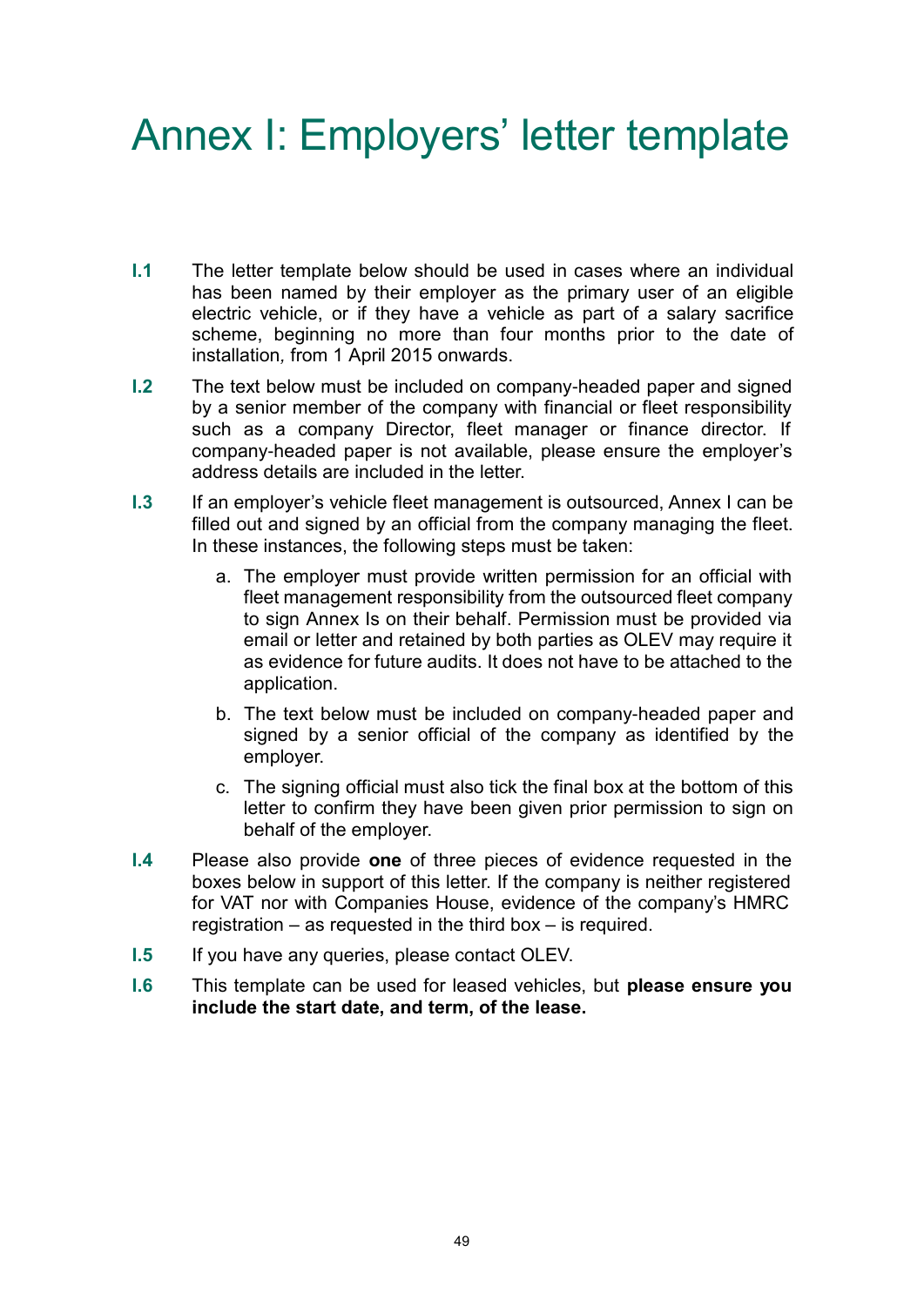# Annex I: Employers' letter template

**I.1** The letter template below should be used in cases where an individual has been named by their employer as the primary user of an eligible electric vehicle, or if they have a vehicle as part of a salary sacrifice scheme, beginning no more than four months prior to the date of installation*,* from 1 April 2015 onwards.

**I.2** The text below must be included on company-headed paper and signed by a senior member of the company with financial or fleet responsibility such as a company Director, fleet manager or finance director. If company-headed paper is not available, please ensure the employer's address details are included in the letter.

**I.3** If an employer's vehicle fleet management is outsourced, Annex I can be filled out and signed by an official from the company managing the fleet. In these instances, the following steps must be taken:

a. The employer must provide written permission for an official with fleet management responsibility from the outsourced fleet company to sign Annex Is on their behalf. Permission must be provided via email or letter and retained by both parties as OLEV may require it as evidence for future audits. It does not have to be attached to the application.

b. The text below must be included on company-headed paper and signed by a senior official of the company as identified by the employer.

c. The signing official must also tick the final box at the bottom of this letter to confirm they have been given prior permission to sign on behalf of the employer.

**I.4** Please also provide **one** of three pieces of evidence requested in the boxes below in support of this letter. If the company is neither registered for VAT nor with Companies House, evidence of the company's HMRC registration – as requested in the third box – is required.

**I.5** If you have any queries, please contact OLEV.

**I.6** This template can be used for leased vehicles, but **please ensure you include the start date, and term, of the lease.**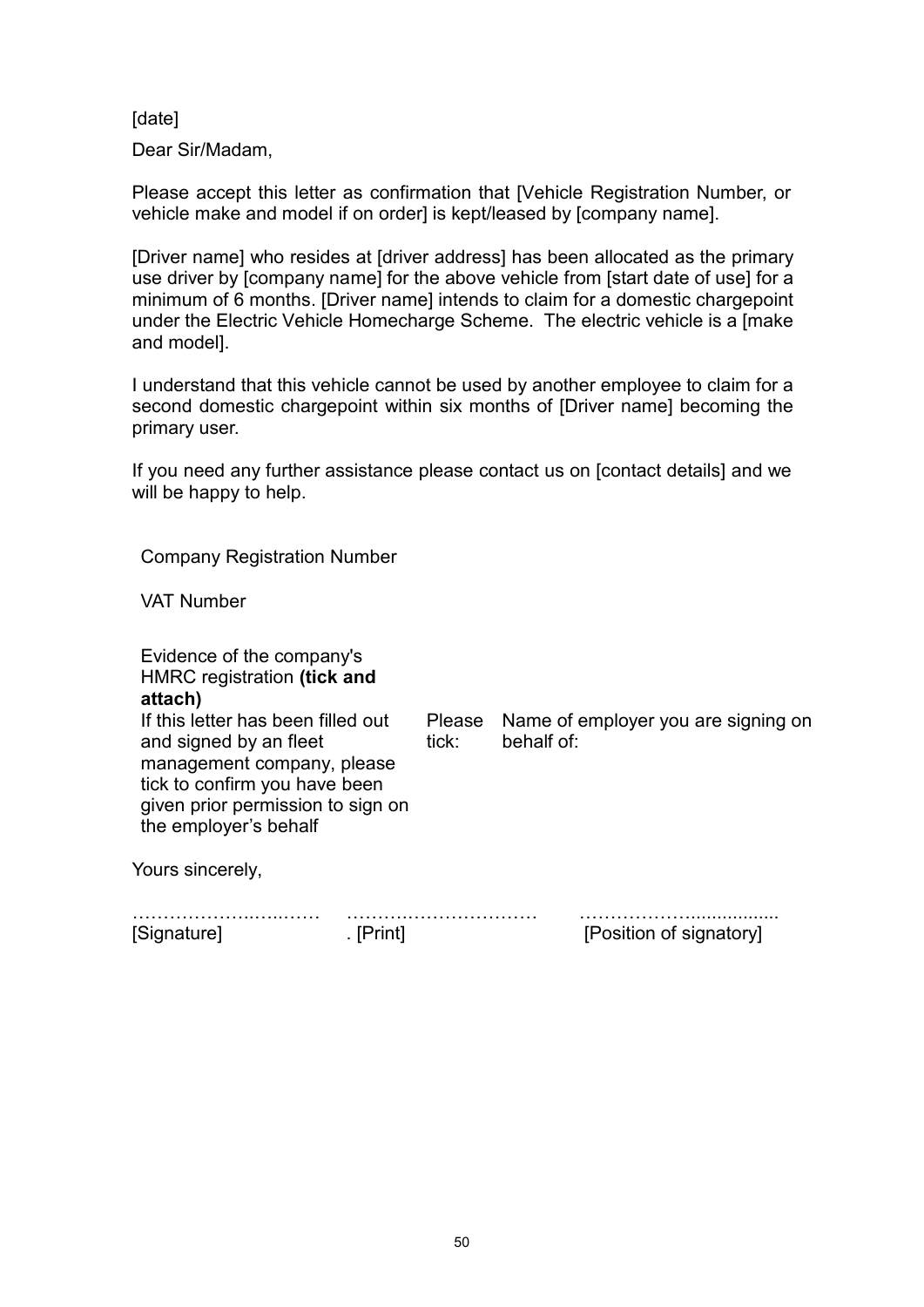[date]

Dear Sir/Madam,

Please accept this letter as confirmation that [Vehicle Registration Number, or vehicle make and model if on order] is kept/leased by [company name].

[Driver name] who resides at [driver address] has been allocated as the primary use driver by [company name] for the above vehicle from [start date of use] for a minimum of 6 months. [Driver name] intends to claim for a domestic chargepoint under the Electric Vehicle Homecharge Scheme. The electric vehicle is a [make and model].

I understand that this vehicle cannot be used by another employee to claim for a second domestic chargepoint within six months of [Driver name] becoming the primary user.

If you need any further assistance please contact us on [contact details] and we will be happy to help.

| | | |
|---|---|---|
| Company Registration Number | | |
| VAT Number | | |
| Evidence of the company's HMRC registration **(tick and attach)** | | |
| If this letter has been filled out and signed by an fleet management company, please tick to confirm you have been given prior permission to sign on the employer's behalf | Please tick: | Name of employer you are signing on behalf of: |

Yours sincerely,

……………..…..…… ………..………………… ……………….................

[Signature] . [Print] [Position of signatory]